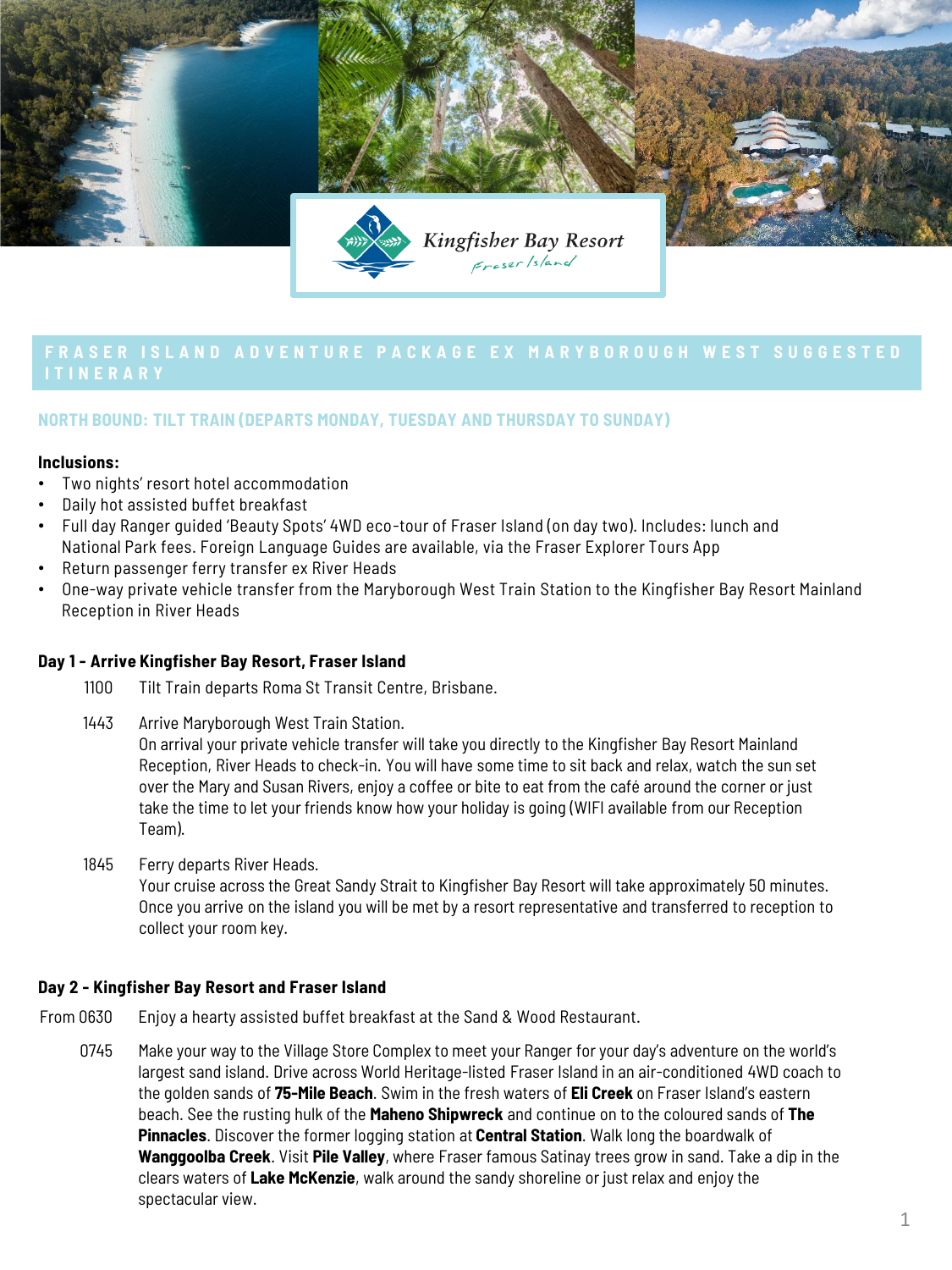Kingfisher Bay Resort
Fraser Island

# FRASER ISLAND ADVENTURE PACKAGE EX MARYBOROUGH WEST SUGGESTED ITINERARY

## NORTH BOUND: TILT TRAIN (DEPARTS MONDAY, TUESDAY AND THURSDAY TO SUNDAY)

**Inclusions:**

- Two nights' resort hotel accommodation
- Daily hot assisted buffet breakfast
- Full day Ranger guided 'Beauty Spots' 4WD eco-tour of Fraser Island (on day two). Includes: lunch and National Park fees. Foreign Language Guides are available, via the Fraser Explorer Tours App
- Return passenger ferry transfer ex River Heads
- One-way private vehicle transfer from the Maryborough West Train Station to the Kingfisher Bay Resort Mainland Reception in River Heads

### Day 1 - Arrive Kingfisher Bay Resort, Fraser Island

1100 Tilt Train departs Roma St Transit Centre, Brisbane.

1443 Arrive Maryborough West Train Station.
On arrival your private vehicle transfer will take you directly to the Kingfisher Bay Resort Mainland Reception, River Heads to check-in. You will have some time to sit back and relax, watch the sun set over the Mary and Susan Rivers, enjoy a coffee or bite to eat from the café around the corner or just take the time to let your friends know how your holiday is going (WIFI available from our Reception Team).

1845 Ferry departs River Heads.
Your cruise across the Great Sandy Strait to Kingfisher Bay Resort will take approximately 50 minutes. Once you arrive on the island you will be met by a resort representative and transferred to reception to collect your room key.

### Day 2 - Kingfisher Bay Resort and Fraser Island

From 0630 Enjoy a hearty assisted buffet breakfast at the Sand & Wood Restaurant.

0745 Make your way to the Village Store Complex to meet your Ranger for your day's adventure on the world's largest sand island. Drive across World Heritage-listed Fraser Island in an air-conditioned 4WD coach to the golden sands of **75-Mile Beach**. Swim in the fresh waters of **Eli Creek** on Fraser Island's eastern beach. See the rusting hulk of the **Maheno Shipwreck** and continue on to the coloured sands of **The Pinnacles**. Discover the former logging station at **Central Station**. Walk long the boardwalk of **Wanggoolba Creek**. Visit **Pile Valley**, where Fraser famous Satinay trees grow in sand. Take a dip in the clears waters of **Lake McKenzie**, walk around the sandy shoreline or just relax and enjoy the spectacular view.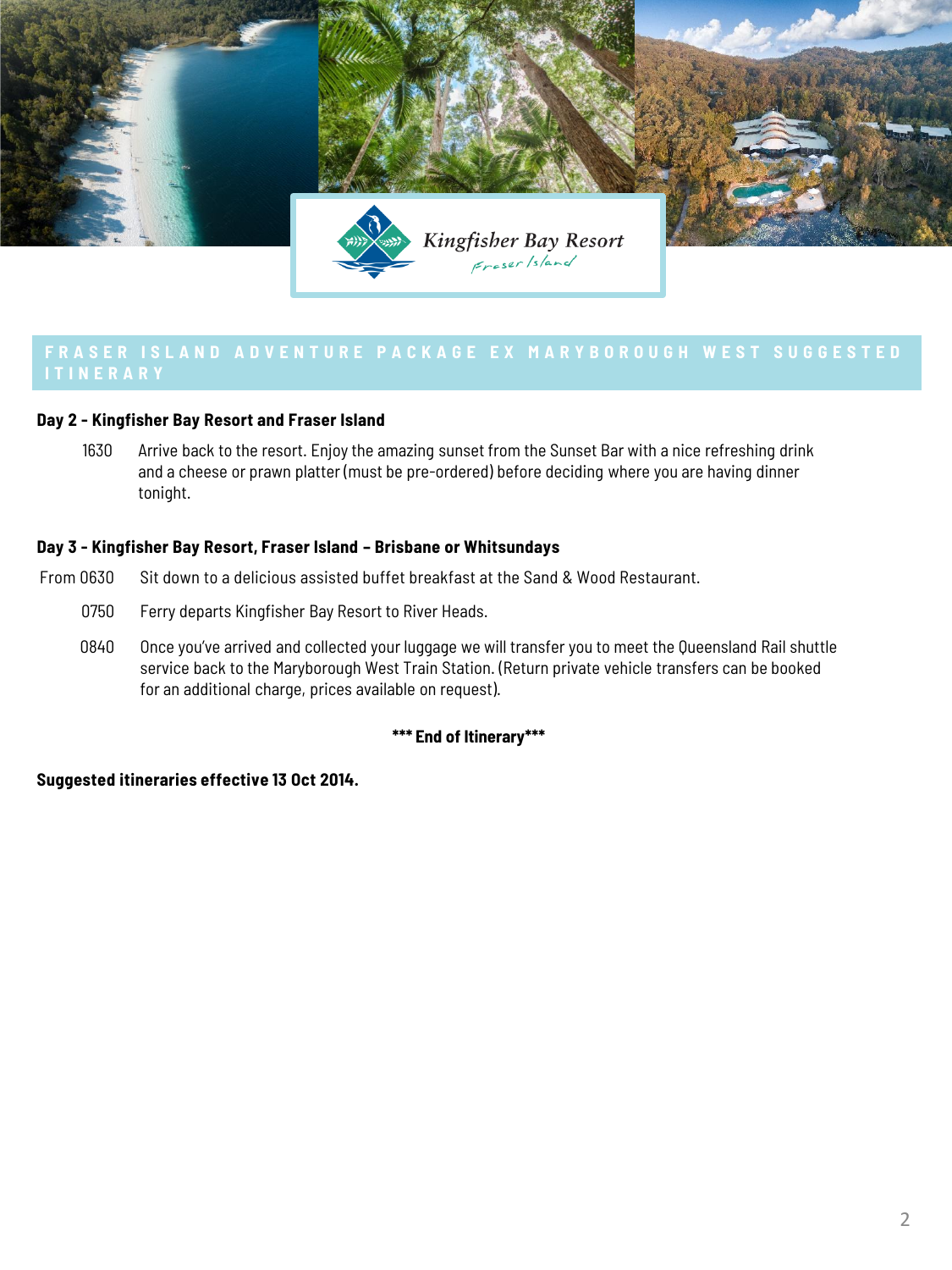## FRASER ISLAND ADVENTURE PACKAGE EX MARYBOROUGH WEST SUGGESTED ITINERARY

**Day 2 - Kingfisher Bay Resort and Fraser Island**

1630 Arrive back to the resort. Enjoy the amazing sunset from the Sunset Bar with a nice refreshing drink and a cheese or prawn platter (must be pre-ordered) before deciding where you are having dinner tonight.

**Day 3 - Kingfisher Bay Resort, Fraser Island – Brisbane or Whitsundays**

From 0630 Sit down to a delicious assisted buffet breakfast at the Sand & Wood Restaurant.

0750 Ferry departs Kingfisher Bay Resort to River Heads.

0840 Once you've arrived and collected your luggage we will transfer you to meet the Queensland Rail shuttle service back to the Maryborough West Train Station. (Return private vehicle transfers can be booked for an additional charge, prices available on request).

**\*\*\* End of Itinerary\*\*\***

**Suggested itineraries effective 13 Oct 2014.**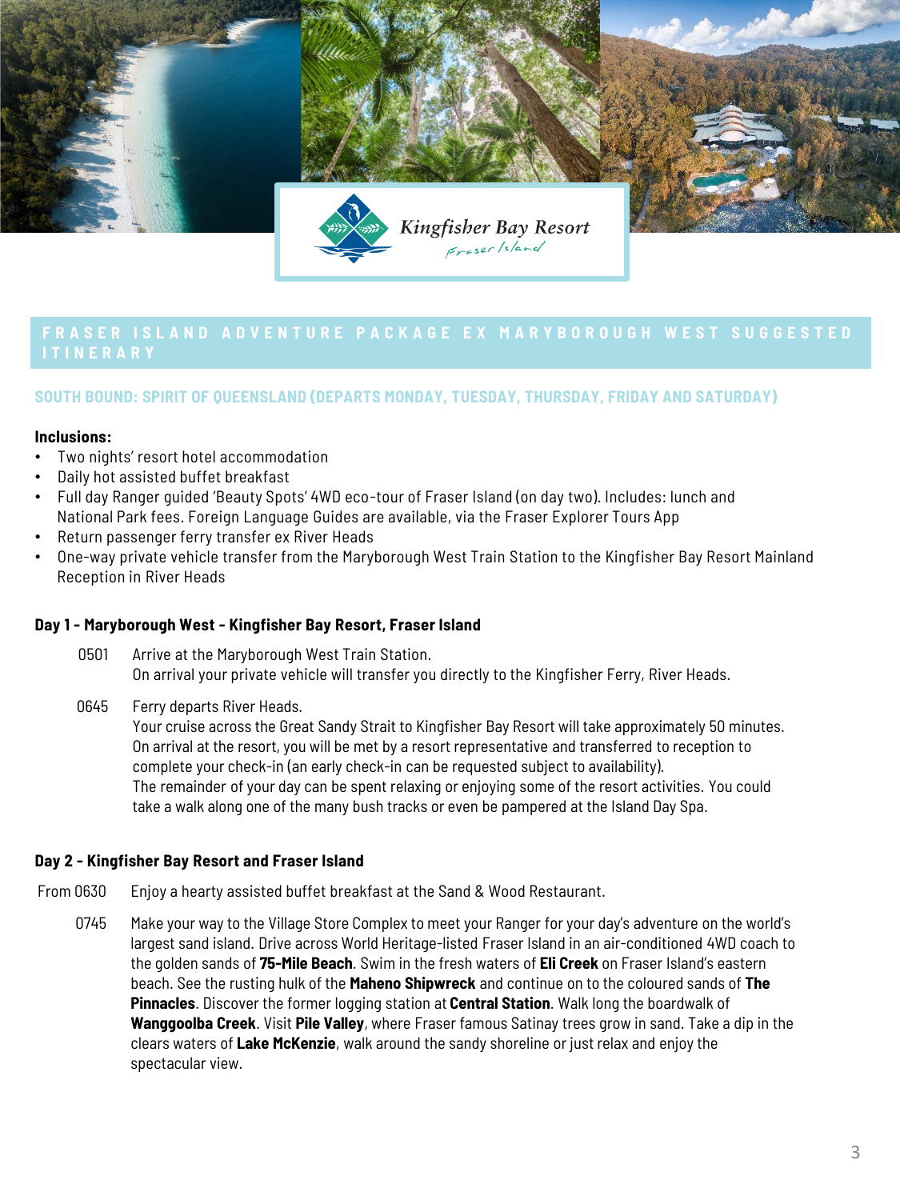Kingfisher Bay Resort
Fraser Island

## FRASER ISLAND ADVENTURE PACKAGE EX MARYBOROUGH WEST SUGGESTED ITINERARY

### SOUTH BOUND: SPIRIT OF QUEENSLAND (DEPARTS MONDAY, TUESDAY, THURSDAY, FRIDAY AND SATURDAY)

**Inclusions:**

- Two nights' resort hotel accommodation
- Daily hot assisted buffet breakfast
- Full day Ranger guided 'Beauty Spots' 4WD eco-tour of Fraser Island (on day two). Includes: lunch and National Park fees. Foreign Language Guides are available, via the Fraser Explorer Tours App
- Return passenger ferry transfer ex River Heads
- One-way private vehicle transfer from the Maryborough West Train Station to the Kingfisher Bay Resort Mainland Reception in River Heads

**Day 1 - Maryborough West - Kingfisher Bay Resort, Fraser Island**

0501 Arrive at the Maryborough West Train Station.
On arrival your private vehicle will transfer you directly to the Kingfisher Ferry, River Heads.

0645 Ferry departs River Heads.
Your cruise across the Great Sandy Strait to Kingfisher Bay Resort will take approximately 50 minutes. On arrival at the resort, you will be met by a resort representative and transferred to reception to complete your check-in (an early check-in can be requested subject to availability).
The remainder of your day can be spent relaxing or enjoying some of the resort activities. You could take a walk along one of the many bush tracks or even be pampered at the Island Day Spa.

**Day 2 - Kingfisher Bay Resort and Fraser Island**

From 0630 Enjoy a hearty assisted buffet breakfast at the Sand & Wood Restaurant.

0745 Make your way to the Village Store Complex to meet your Ranger for your day's adventure on the world's largest sand island. Drive across World Heritage-listed Fraser Island in an air-conditioned 4WD coach to the golden sands of **75-Mile Beach**. Swim in the fresh waters of **Eli Creek** on Fraser Island's eastern beach. See the rusting hulk of the **Maheno Shipwreck** and continue on to the coloured sands of **The Pinnacles**. Discover the former logging station at **Central Station**. Walk long the boardwalk of **Wanggoolba Creek**. Visit **Pile Valley**, where Fraser famous Satinay trees grow in sand. Take a dip in the clears waters of **Lake McKenzie**, walk around the sandy shoreline or just relax and enjoy the spectacular view.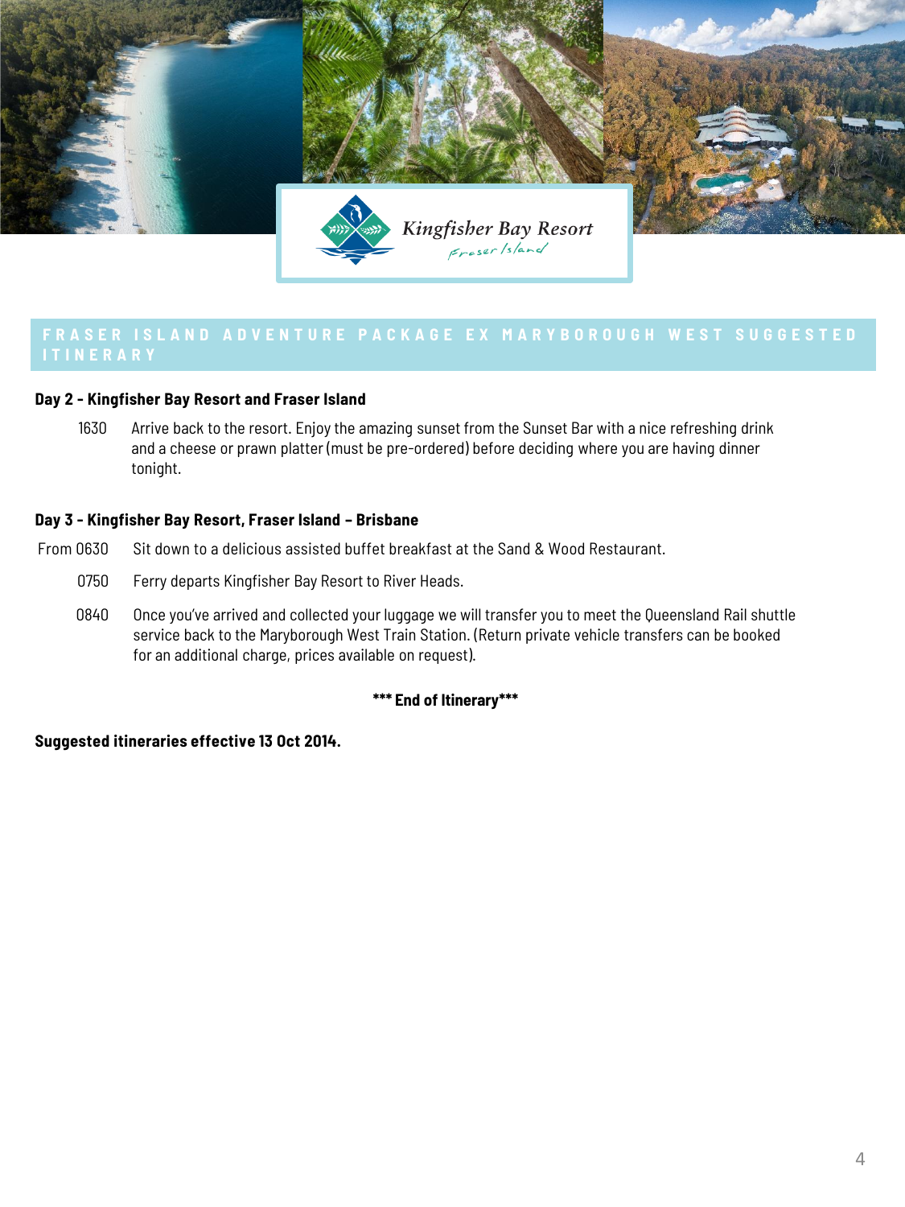## FRASER ISLAND ADVENTURE PACKAGE EX MARYBOROUGH WEST SUGGESTED ITINERARY

**Day 2 - Kingfisher Bay Resort and Fraser Island**

1630 Arrive back to the resort. Enjoy the amazing sunset from the Sunset Bar with a nice refreshing drink and a cheese or prawn platter (must be pre-ordered) before deciding where you are having dinner tonight.

**Day 3 - Kingfisher Bay Resort, Fraser Island – Brisbane**

From 0630 Sit down to a delicious assisted buffet breakfast at the Sand & Wood Restaurant.

0750 Ferry departs Kingfisher Bay Resort to River Heads.

0840 Once you've arrived and collected your luggage we will transfer you to meet the Queensland Rail shuttle service back to the Maryborough West Train Station. (Return private vehicle transfers can be booked for an additional charge, prices available on request).

**\*\*\* End of Itinerary\*\*\***

**Suggested itineraries effective 13 Oct 2014.**